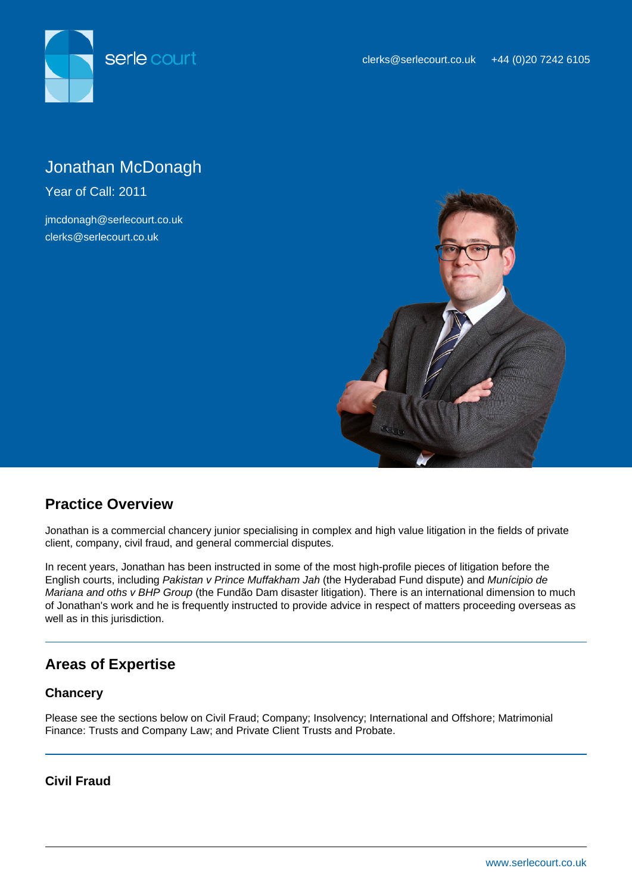serle court

clerks@serlecourt.co.uk +44 (0)20 7242 6105

# Jonathan McDonagh

Year of Call: 2011

jmcdonagh@serlecourt.co.uk
clerks@serlecourt.co.uk

## Practice Overview

Jonathan is a commercial chancery junior specialising in complex and high value litigation in the fields of private client, company, civil fraud, and general commercial disputes.

In recent years, Jonathan has been instructed in some of the most high-profile pieces of litigation before the English courts, including *Pakistan v Prince Muffakham Jah* (the Hyderabad Fund dispute) and *Município de Mariana and oths v BHP Group* (the Fundão Dam disaster litigation). There is an international dimension to much of Jonathan's work and he is frequently instructed to provide advice in respect of matters proceeding overseas as well as in this jurisdiction.

---

## Areas of Expertise

### Chancery

Please see the sections below on Civil Fraud; Company; Insolvency; International and Offshore; Matrimonial Finance: Trusts and Company Law; and Private Client Trusts and Probate.

---

### Civil Fraud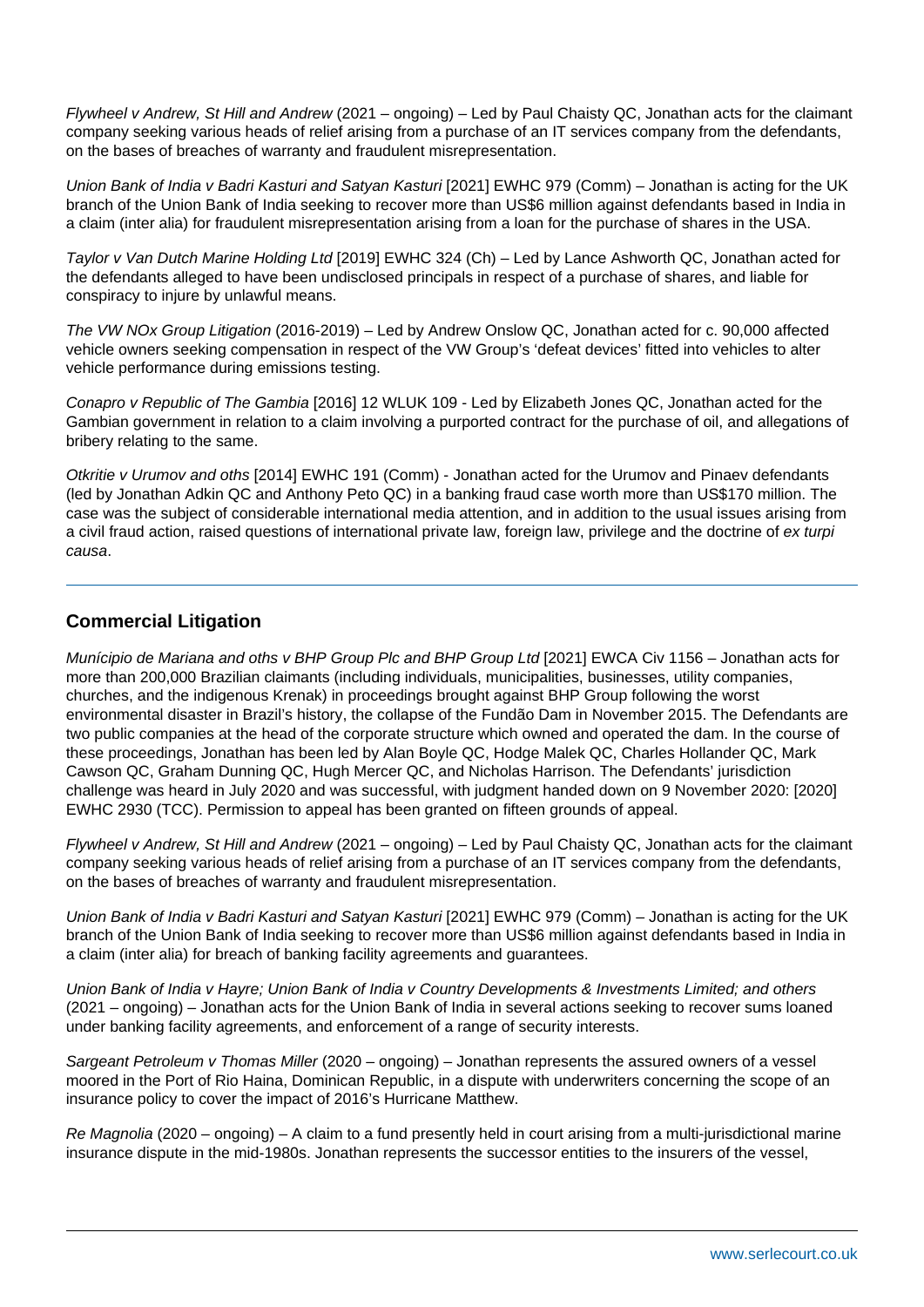*Flywheel v Andrew, St Hill and Andrew* (2021 – ongoing) – Led by Paul Chaisty QC, Jonathan acts for the claimant company seeking various heads of relief arising from a purchase of an IT services company from the defendants, on the bases of breaches of warranty and fraudulent misrepresentation.

*Union Bank of India v Badri Kasturi and Satyan Kasturi* [2021] EWHC 979 (Comm) – Jonathan is acting for the UK branch of the Union Bank of India seeking to recover more than US$6 million against defendants based in India in a claim (inter alia) for fraudulent misrepresentation arising from a loan for the purchase of shares in the USA.

*Taylor v Van Dutch Marine Holding Ltd* [2019] EWHC 324 (Ch) – Led by Lance Ashworth QC, Jonathan acted for the defendants alleged to have been undisclosed principals in respect of a purchase of shares, and liable for conspiracy to injure by unlawful means.

*The VW NOx Group Litigation* (2016-2019) – Led by Andrew Onslow QC, Jonathan acted for c. 90,000 affected vehicle owners seeking compensation in respect of the VW Group's 'defeat devices' fitted into vehicles to alter vehicle performance during emissions testing.

*Conapro v Republic of The Gambia* [2016] 12 WLUK 109 - Led by Elizabeth Jones QC, Jonathan acted for the Gambian government in relation to a claim involving a purported contract for the purchase of oil, and allegations of bribery relating to the same.

*Otkritie v Urumov and oths* [2014] EWHC 191 (Comm) - Jonathan acted for the Urumov and Pinaev defendants (led by Jonathan Adkin QC and Anthony Peto QC) in a banking fraud case worth more than US$170 million. The case was the subject of considerable international media attention, and in addition to the usual issues arising from a civil fraud action, raised questions of international private law, foreign law, privilege and the doctrine of *ex turpi causa*.

---

## Commercial Litigation

*Munícipio de Mariana and oths v BHP Group Plc and BHP Group Ltd* [2021] EWCA Civ 1156 – Jonathan acts for more than 200,000 Brazilian claimants (including individuals, municipalities, businesses, utility companies, churches, and the indigenous Krenak) in proceedings brought against BHP Group following the worst environmental disaster in Brazil's history, the collapse of the Fundão Dam in November 2015. The Defendants are two public companies at the head of the corporate structure which owned and operated the dam. In the course of these proceedings, Jonathan has been led by Alan Boyle QC, Hodge Malek QC, Charles Hollander QC, Mark Cawson QC, Graham Dunning QC, Hugh Mercer QC, and Nicholas Harrison. The Defendants' jurisdiction challenge was heard in July 2020 and was successful, with judgment handed down on 9 November 2020: [2020] EWHC 2930 (TCC). Permission to appeal has been granted on fifteen grounds of appeal.

*Flywheel v Andrew, St Hill and Andrew* (2021 – ongoing) – Led by Paul Chaisty QC, Jonathan acts for the claimant company seeking various heads of relief arising from a purchase of an IT services company from the defendants, on the bases of breaches of warranty and fraudulent misrepresentation.

*Union Bank of India v Badri Kasturi and Satyan Kasturi* [2021] EWHC 979 (Comm) – Jonathan is acting for the UK branch of the Union Bank of India seeking to recover more than US$6 million against defendants based in India in a claim (inter alia) for breach of banking facility agreements and guarantees.

*Union Bank of India v Hayre; Union Bank of India v Country Developments & Investments Limited; and others* (2021 – ongoing) – Jonathan acts for the Union Bank of India in several actions seeking to recover sums loaned under banking facility agreements, and enforcement of a range of security interests.

*Sargeant Petroleum v Thomas Miller* (2020 – ongoing) – Jonathan represents the assured owners of a vessel moored in the Port of Rio Haina, Dominican Republic, in a dispute with underwriters concerning the scope of an insurance policy to cover the impact of 2016's Hurricane Matthew.

*Re Magnolia* (2020 – ongoing) – A claim to a fund presently held in court arising from a multi-jurisdictional marine insurance dispute in the mid-1980s. Jonathan represents the successor entities to the insurers of the vessel,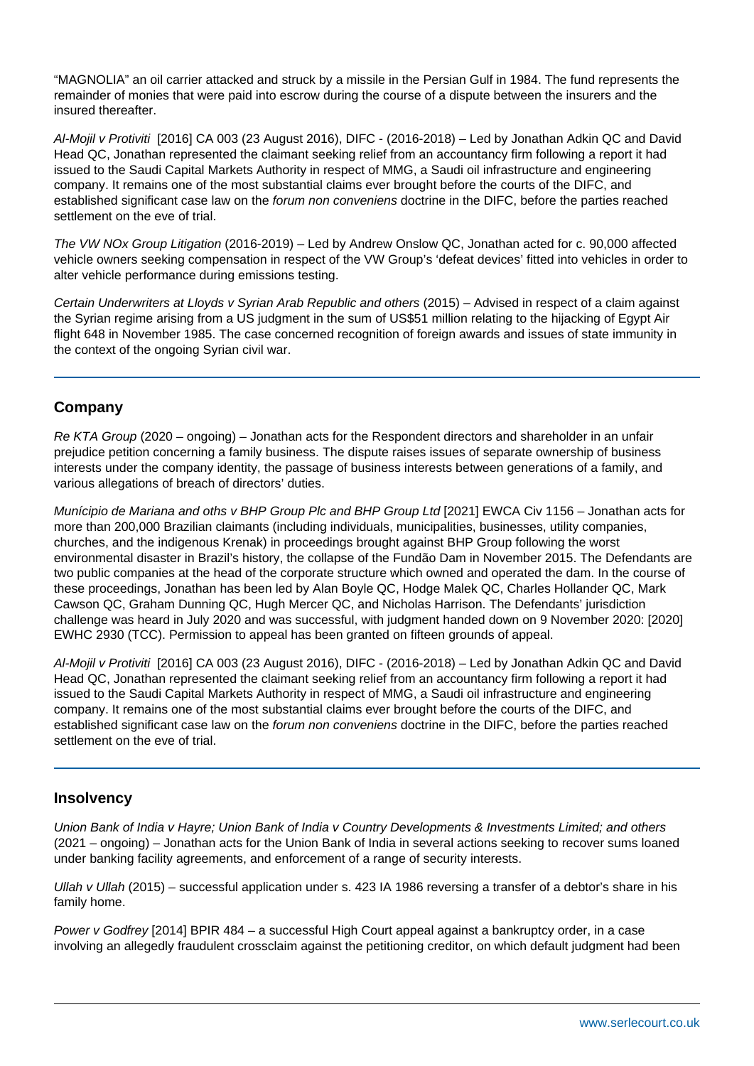“MAGNOLIA” an oil carrier attacked and struck by a missile in the Persian Gulf in 1984. The fund represents the remainder of monies that were paid into escrow during the course of a dispute between the insurers and the insured thereafter.

*Al-Mojil v Protiviti* [2016] CA 003 (23 August 2016), DIFC - (2016-2018) – Led by Jonathan Adkin QC and David Head QC, Jonathan represented the claimant seeking relief from an accountancy firm following a report it had issued to the Saudi Capital Markets Authority in respect of MMG, a Saudi oil infrastructure and engineering company. It remains one of the most substantial claims ever brought before the courts of the DIFC, and established significant case law on the *forum non conveniens* doctrine in the DIFC, before the parties reached settlement on the eve of trial.

*The VW NOx Group Litigation* (2016-2019) – Led by Andrew Onslow QC, Jonathan acted for c. 90,000 affected vehicle owners seeking compensation in respect of the VW Group’s ‘defeat devices’ fitted into vehicles in order to alter vehicle performance during emissions testing.

*Certain Underwriters at Lloyds v Syrian Arab Republic and others* (2015) – Advised in respect of a claim against the Syrian regime arising from a US judgment in the sum of US$51 million relating to the hijacking of Egypt Air flight 648 in November 1985. The case concerned recognition of foreign awards and issues of state immunity in the context of the ongoing Syrian civil war.

## Company

*Re KTA Group* (2020 – ongoing) – Jonathan acts for the Respondent directors and shareholder in an unfair prejudice petition concerning a family business. The dispute raises issues of separate ownership of business interests under the company identity, the passage of business interests between generations of a family, and various allegations of breach of directors’ duties.

*Munícipio de Mariana and oths v BHP Group Plc and BHP Group Ltd* [2021] EWCA Civ 1156 – Jonathan acts for more than 200,000 Brazilian claimants (including individuals, municipalities, businesses, utility companies, churches, and the indigenous Krenak) in proceedings brought against BHP Group following the worst environmental disaster in Brazil’s history, the collapse of the Fundão Dam in November 2015. The Defendants are two public companies at the head of the corporate structure which owned and operated the dam. In the course of these proceedings, Jonathan has been led by Alan Boyle QC, Hodge Malek QC, Charles Hollander QC, Mark Cawson QC, Graham Dunning QC, Hugh Mercer QC, and Nicholas Harrison. The Defendants’ jurisdiction challenge was heard in July 2020 and was successful, with judgment handed down on 9 November 2020: [2020] EWHC 2930 (TCC). Permission to appeal has been granted on fifteen grounds of appeal.

*Al-Mojil v Protiviti* [2016] CA 003 (23 August 2016), DIFC - (2016-2018) – Led by Jonathan Adkin QC and David Head QC, Jonathan represented the claimant seeking relief from an accountancy firm following a report it had issued to the Saudi Capital Markets Authority in respect of MMG, a Saudi oil infrastructure and engineering company. It remains one of the most substantial claims ever brought before the courts of the DIFC, and established significant case law on the *forum non conveniens* doctrine in the DIFC, before the parties reached settlement on the eve of trial.

## Insolvency

*Union Bank of India v Hayre; Union Bank of India v Country Developments & Investments Limited; and others* (2021 – ongoing) – Jonathan acts for the Union Bank of India in several actions seeking to recover sums loaned under banking facility agreements, and enforcement of a range of security interests.

*Ullah v Ullah* (2015) – successful application under s. 423 IA 1986 reversing a transfer of a debtor’s share in his family home.

*Power v Godfrey* [2014] BPIR 484 – a successful High Court appeal against a bankruptcy order, in a case involving an allegedly fraudulent crossclaim against the petitioning creditor, on which default judgment had been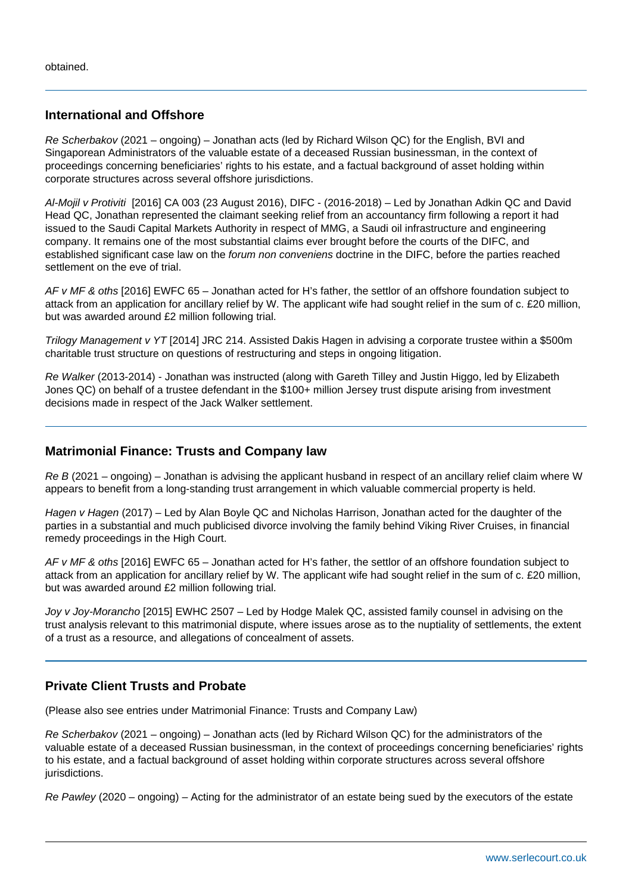obtained.

## International and Offshore

*Re Scherbakov* (2021 – ongoing) – Jonathan acts (led by Richard Wilson QC) for the English, BVI and Singaporean Administrators of the valuable estate of a deceased Russian businessman, in the context of proceedings concerning beneficiaries' rights to his estate, and a factual background of asset holding within corporate structures across several offshore jurisdictions.

*Al-Mojil v Protiviti* [2016] CA 003 (23 August 2016), DIFC - (2016-2018) – Led by Jonathan Adkin QC and David Head QC, Jonathan represented the claimant seeking relief from an accountancy firm following a report it had issued to the Saudi Capital Markets Authority in respect of MMG, a Saudi oil infrastructure and engineering company. It remains one of the most substantial claims ever brought before the courts of the DIFC, and established significant case law on the *forum non conveniens* doctrine in the DIFC, before the parties reached settlement on the eve of trial.

*AF v MF & oths* [2016] EWFC 65 – Jonathan acted for H's father, the settlor of an offshore foundation subject to attack from an application for ancillary relief by W. The applicant wife had sought relief in the sum of c. £20 million, but was awarded around £2 million following trial.

*Trilogy Management v YT* [2014] JRC 214. Assisted Dakis Hagen in advising a corporate trustee within a $500m charitable trust structure on questions of restructuring and steps in ongoing litigation.

*Re Walker* (2013-2014) - Jonathan was instructed (along with Gareth Tilley and Justin Higgo, led by Elizabeth Jones QC) on behalf of a trustee defendant in the $100+ million Jersey trust dispute arising from investment decisions made in respect of the Jack Walker settlement.

## Matrimonial Finance: Trusts and Company law

*Re B* (2021 – ongoing) – Jonathan is advising the applicant husband in respect of an ancillary relief claim where W appears to benefit from a long-standing trust arrangement in which valuable commercial property is held.

*Hagen v Hagen* (2017) – Led by Alan Boyle QC and Nicholas Harrison, Jonathan acted for the daughter of the parties in a substantial and much publicised divorce involving the family behind Viking River Cruises, in financial remedy proceedings in the High Court.

*AF v MF & oths* [2016] EWFC 65 – Jonathan acted for H's father, the settlor of an offshore foundation subject to attack from an application for ancillary relief by W. The applicant wife had sought relief in the sum of c. £20 million, but was awarded around £2 million following trial.

*Joy v Joy-Morancho* [2015] EWHC 2507 – Led by Hodge Malek QC, assisted family counsel in advising on the trust analysis relevant to this matrimonial dispute, where issues arose as to the nuptiality of settlements, the extent of a trust as a resource, and allegations of concealment of assets.

## Private Client Trusts and Probate

(Please also see entries under Matrimonial Finance: Trusts and Company Law)

*Re Scherbakov* (2021 – ongoing) – Jonathan acts (led by Richard Wilson QC) for the administrators of the valuable estate of a deceased Russian businessman, in the context of proceedings concerning beneficiaries' rights to his estate, and a factual background of asset holding within corporate structures across several offshore jurisdictions.

*Re Pawley* (2020 – ongoing) – Acting for the administrator of an estate being sued by the executors of the estate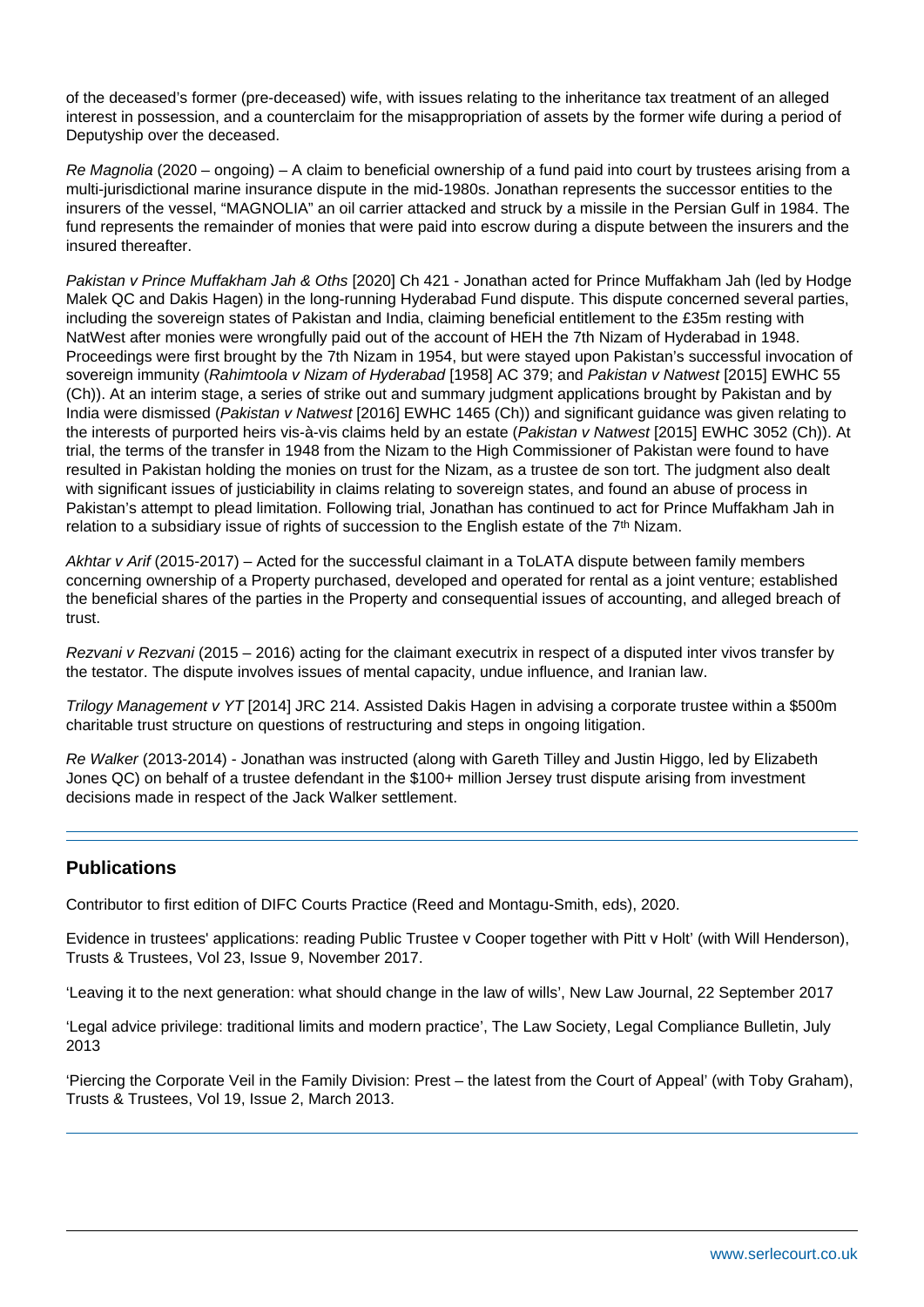of the deceased's former (pre-deceased) wife, with issues relating to the inheritance tax treatment of an alleged interest in possession, and a counterclaim for the misappropriation of assets by the former wife during a period of Deputyship over the deceased.

*Re Magnolia* (2020 – ongoing) – A claim to beneficial ownership of a fund paid into court by trustees arising from a multi-jurisdictional marine insurance dispute in the mid-1980s. Jonathan represents the successor entities to the insurers of the vessel, "MAGNOLIA" an oil carrier attacked and struck by a missile in the Persian Gulf in 1984. The fund represents the remainder of monies that were paid into escrow during a dispute between the insurers and the insured thereafter.

*Pakistan v Prince Muffakham Jah & Oths* [2020] Ch 421 - Jonathan acted for Prince Muffakham Jah (led by Hodge Malek QC and Dakis Hagen) in the long-running Hyderabad Fund dispute. This dispute concerned several parties, including the sovereign states of Pakistan and India, claiming beneficial entitlement to the £35m resting with NatWest after monies were wrongfully paid out of the account of HEH the 7th Nizam of Hyderabad in 1948. Proceedings were first brought by the 7th Nizam in 1954, but were stayed upon Pakistan's successful invocation of sovereign immunity (*Rahimtoola v Nizam of Hyderabad* [1958] AC 379; and *Pakistan v Natwest* [2015] EWHC 55 (Ch)). At an interim stage, a series of strike out and summary judgment applications brought by Pakistan and by India were dismissed (*Pakistan v Natwest* [2016] EWHC 1465 (Ch)) and significant guidance was given relating to the interests of purported heirs vis-à-vis claims held by an estate (*Pakistan v Natwest* [2015] EWHC 3052 (Ch)). At trial, the terms of the transfer in 1948 from the Nizam to the High Commissioner of Pakistan were found to have resulted in Pakistan holding the monies on trust for the Nizam, as a trustee de son tort. The judgment also dealt with significant issues of justiciability in claims relating to sovereign states, and found an abuse of process in Pakistan's attempt to plead limitation. Following trial, Jonathan has continued to act for Prince Muffakham Jah in relation to a subsidiary issue of rights of succession to the English estate of the 7th Nizam.

*Akhtar v Arif* (2015-2017) – Acted for the successful claimant in a ToLATA dispute between family members concerning ownership of a Property purchased, developed and operated for rental as a joint venture; established the beneficial shares of the parties in the Property and consequential issues of accounting, and alleged breach of trust.

*Rezvani v Rezvani* (2015 – 2016) acting for the claimant executrix in respect of a disputed inter vivos transfer by the testator. The dispute involves issues of mental capacity, undue influence, and Iranian law.

*Trilogy Management v YT* [2014] JRC 214. Assisted Dakis Hagen in advising a corporate trustee within a $500m charitable trust structure on questions of restructuring and steps in ongoing litigation.

*Re Walker* (2013-2014) - Jonathan was instructed (along with Gareth Tilley and Justin Higgo, led by Elizabeth Jones QC) on behalf of a trustee defendant in the $100+ million Jersey trust dispute arising from investment decisions made in respect of the Jack Walker settlement.

## Publications

Contributor to first edition of DIFC Courts Practice (Reed and Montagu-Smith, eds), 2020.

Evidence in trustees' applications: reading Public Trustee v Cooper together with Pitt v Holt' (with Will Henderson), Trusts & Trustees, Vol 23, Issue 9, November 2017.

'Leaving it to the next generation: what should change in the law of wills', New Law Journal, 22 September 2017

'Legal advice privilege: traditional limits and modern practice', The Law Society, Legal Compliance Bulletin, July 2013

'Piercing the Corporate Veil in the Family Division: Prest – the latest from the Court of Appeal' (with Toby Graham), Trusts & Trustees, Vol 19, Issue 2, March 2013.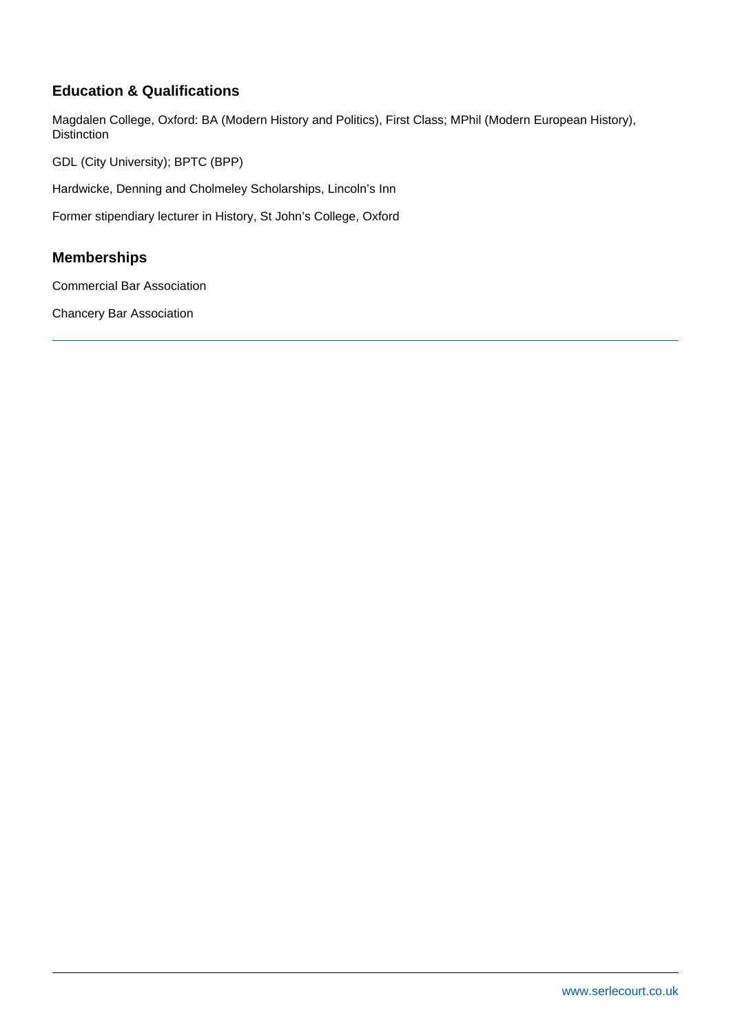## Education & Qualifications

Magdalen College, Oxford: BA (Modern History and Politics), First Class; MPhil (Modern European History), Distinction

GDL (City University); BPTC (BPP)

Hardwicke, Denning and Cholmeley Scholarships, Lincoln's Inn

Former stipendiary lecturer in History, St John's College, Oxford

## Memberships

Commercial Bar Association

Chancery Bar Association